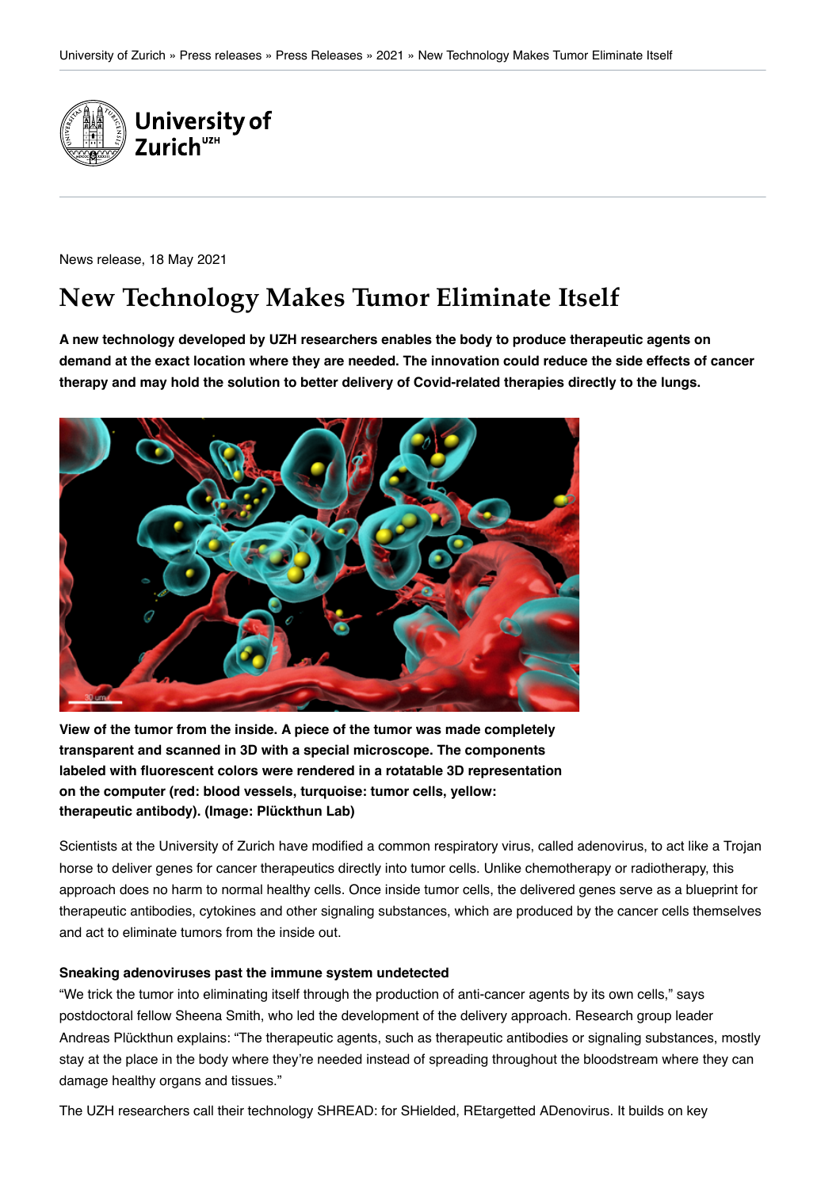University of Zurich » Press releases » Press Releases » 2021 » New Technology Makes Tumor Eliminate Itself

News release, 18 May 2021

# New Technology Makes Tumor Eliminate Itself

**A new technology developed by UZH researchers enables the body to produce therapeutic agents on demand at the exact location where they are needed. The innovation could reduce the side effects of cancer therapy and may hold the solution to better delivery of Covid-related therapies directly to the lungs.**

**View of the tumor from the inside. A piece of the tumor was made completely transparent and scanned in 3D with a special microscope. The components labeled with fluorescent colors were rendered in a rotatable 3D representation on the computer (red: blood vessels, turquoise: tumor cells, yellow: therapeutic antibody). (Image: Plückthun Lab)**

Scientists at the University of Zurich have modified a common respiratory virus, called adenovirus, to act like a Trojan horse to deliver genes for cancer therapeutics directly into tumor cells. Unlike chemotherapy or radiotherapy, this approach does no harm to normal healthy cells. Once inside tumor cells, the delivered genes serve as a blueprint for therapeutic antibodies, cytokines and other signaling substances, which are produced by the cancer cells themselves and act to eliminate tumors from the inside out.

**Sneaking adenoviruses past the immune system undetected**

"We trick the tumor into eliminating itself through the production of anti-cancer agents by its own cells," says postdoctoral fellow Sheena Smith, who led the development of the delivery approach. Research group leader Andreas Plückthun explains: "The therapeutic agents, such as therapeutic antibodies or signaling substances, mostly stay at the place in the body where they're needed instead of spreading throughout the bloodstream where they can damage healthy organs and tissues."

The UZH researchers call their technology SHREAD: for SHielded, REtargetted ADenovirus. It builds on key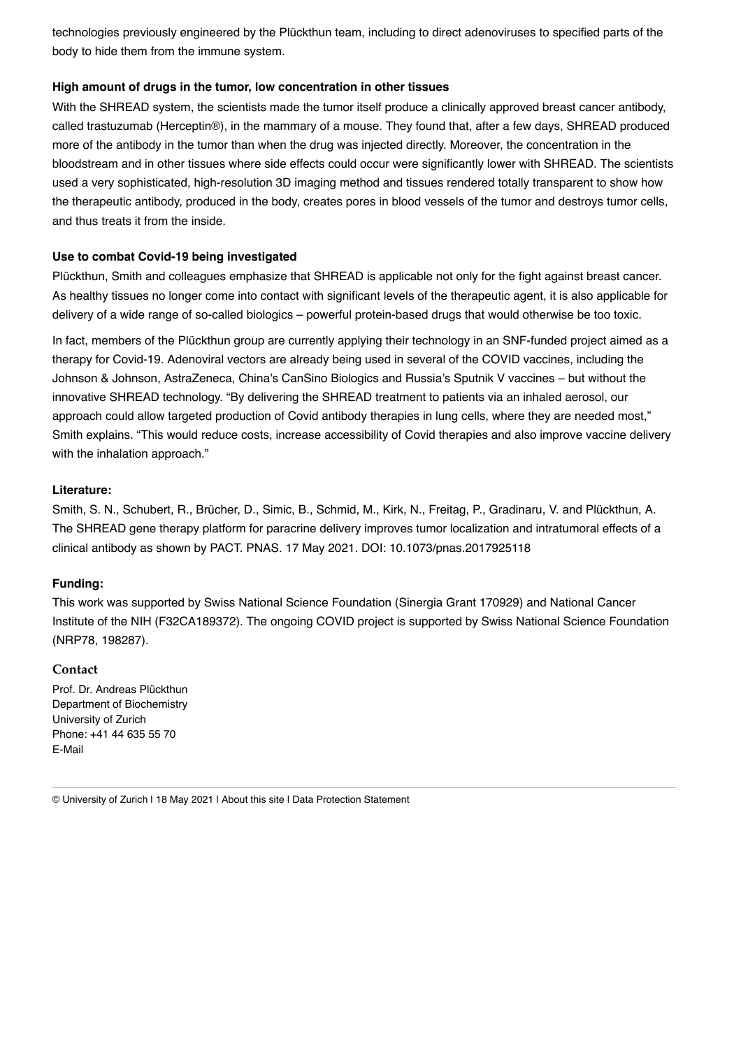technologies previously engineered by the Plückthun team, including to direct adenoviruses to specified parts of the body to hide them from the immune system.

### High amount of drugs in the tumor, low concentration in other tissues

With the SHREAD system, the scientists made the tumor itself produce a clinically approved breast cancer antibody, called trastuzumab (Herceptin®), in the mammary of a mouse. They found that, after a few days, SHREAD produced more of the antibody in the tumor than when the drug was injected directly. Moreover, the concentration in the bloodstream and in other tissues where side effects could occur were significantly lower with SHREAD. The scientists used a very sophisticated, high-resolution 3D imaging method and tissues rendered totally transparent to show how the therapeutic antibody, produced in the body, creates pores in blood vessels of the tumor and destroys tumor cells, and thus treats it from the inside.

### Use to combat Covid-19 being investigated

Plückthun, Smith and colleagues emphasize that SHREAD is applicable not only for the fight against breast cancer. As healthy tissues no longer come into contact with significant levels of the therapeutic agent, it is also applicable for delivery of a wide range of so-called biologics – powerful protein-based drugs that would otherwise be too toxic.

In fact, members of the Plückthun group are currently applying their technology in an SNF-funded project aimed as a therapy for Covid-19. Adenoviral vectors are already being used in several of the COVID vaccines, including the Johnson & Johnson, AstraZeneca, China's CanSino Biologics and Russia's Sputnik V vaccines – but without the innovative SHREAD technology. "By delivering the SHREAD treatment to patients via an inhaled aerosol, our approach could allow targeted production of Covid antibody therapies in lung cells, where they are needed most," Smith explains. "This would reduce costs, increase accessibility of Covid therapies and also improve vaccine delivery with the inhalation approach."

### Literature:

Smith, S. N., Schubert, R., Brücher, D., Simic, B., Schmid, M., Kirk, N., Freitag, P., Gradinaru, V. and Plückthun, A. The SHREAD gene therapy platform for paracrine delivery improves tumor localization and intratumoral effects of a clinical antibody as shown by PACT. PNAS. 17 May 2021. DOI: 10.1073/pnas.2017925118

### Funding:

This work was supported by Swiss National Science Foundation (Sinergia Grant 170929) and National Cancer Institute of the NIH (F32CA189372). The ongoing COVID project is supported by Swiss National Science Foundation (NRP78, 198287).

### Contact

Prof. Dr. Andreas Plückthun
Department of Biochemistry
University of Zurich
Phone: +41 44 635 55 70
E-Mail

© University of Zurich | 18 May 2021 | About this site | Data Protection Statement